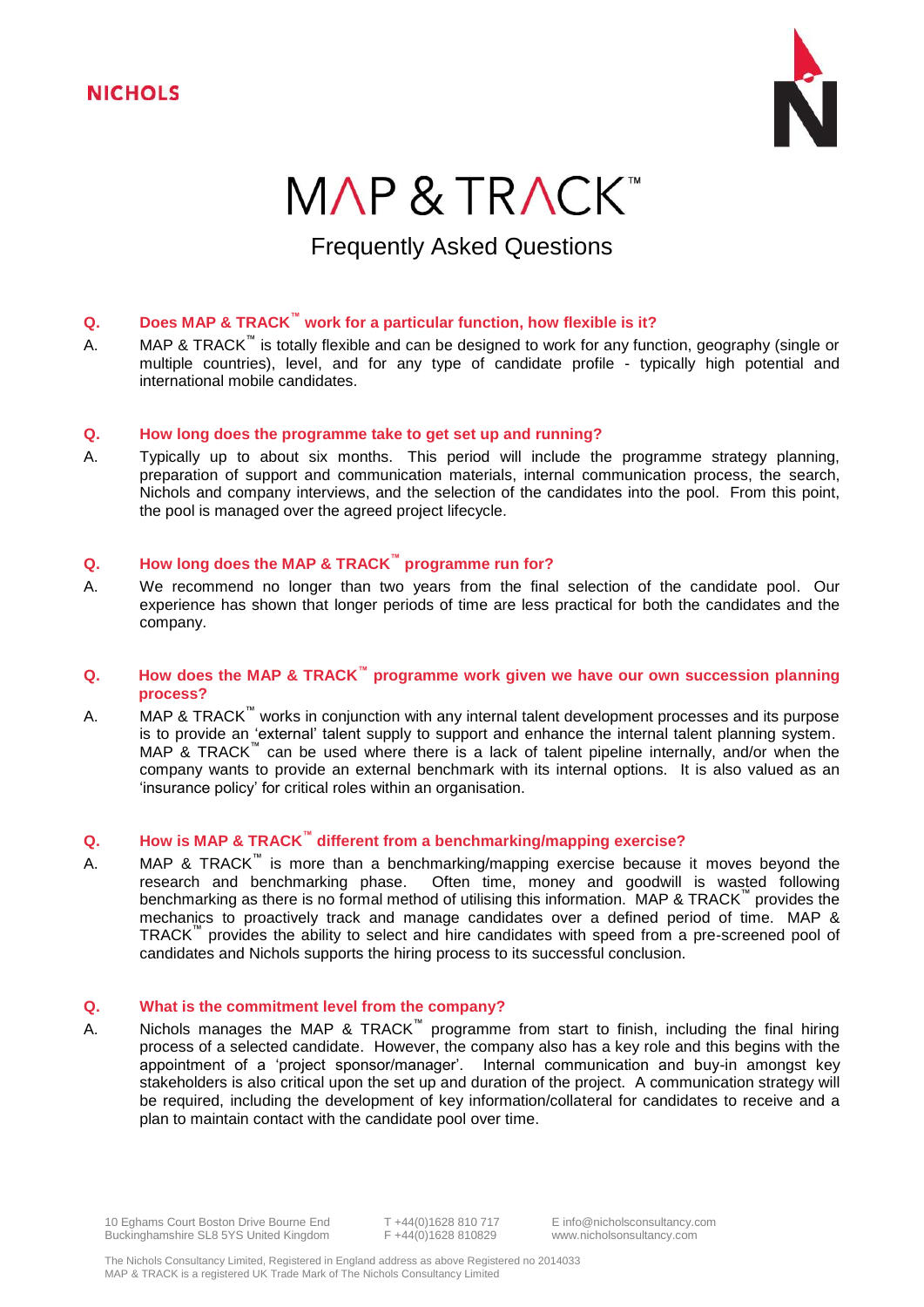NICHOLS

# MAP & TRACK™

## Frequently Asked Questions

**Q. Does MAP & TRACK™ work for a particular function, how flexible is it?**

A. MAP & TRACK™ is totally flexible and can be designed to work for any function, geography (single or multiple countries), level, and for any type of candidate profile - typically high potential and international mobile candidates.

**Q. How long does the programme take to get set up and running?**

A. Typically up to about six months. This period will include the programme strategy planning, preparation of support and communication materials, internal communication process, the search, Nichols and company interviews, and the selection of the candidates into the pool. From this point, the pool is managed over the agreed project lifecycle.

**Q. How long does the MAP & TRACK™ programme run for?**

A. We recommend no longer than two years from the final selection of the candidate pool. Our experience has shown that longer periods of time are less practical for both the candidates and the company.

**Q. How does the MAP & TRACK™ programme work given we have our own succession planning process?**

A. MAP & TRACK™ works in conjunction with any internal talent development processes and its purpose is to provide an 'external' talent supply to support and enhance the internal talent planning system. MAP & TRACK™ can be used where there is a lack of talent pipeline internally, and/or when the company wants to provide an external benchmark with its internal options. It is also valued as an 'insurance policy' for critical roles within an organisation.

**Q. How is MAP & TRACK™ different from a benchmarking/mapping exercise?**

A. MAP & TRACK™ is more than a benchmarking/mapping exercise because it moves beyond the research and benchmarking phase. Often time, money and goodwill is wasted following benchmarking as there is no formal method of utilising this information. MAP & TRACK™ provides the mechanics to proactively track and manage candidates over a defined period of time. MAP & TRACK™ provides the ability to select and hire candidates with speed from a pre-screened pool of candidates and Nichols supports the hiring process to its successful conclusion.

**Q. What is the commitment level from the company?**

A. Nichols manages the MAP & TRACK™ programme from start to finish, including the final hiring process of a selected candidate. However, the company also has a key role and this begins with the appointment of a 'project sponsor/manager'. Internal communication and buy-in amongst key stakeholders is also critical upon the set up and duration of the project. A communication strategy will be required, including the development of key information/collateral for candidates to receive and a plan to maintain contact with the candidate pool over time.

10 Eghams Court Boston Drive Bourne End
Buckinghamshire SL8 5YS United Kingdom

T +44(0)1628 810 717
F +44(0)1628 810829

E info@nicholsconsultancy.com
www.nicholsonsultancy.com

The Nichols Consultancy Limited, Registered in England address as above Registered no 2014033
MAP & TRACK is a registered UK Trade Mark of The Nichols Consultancy Limited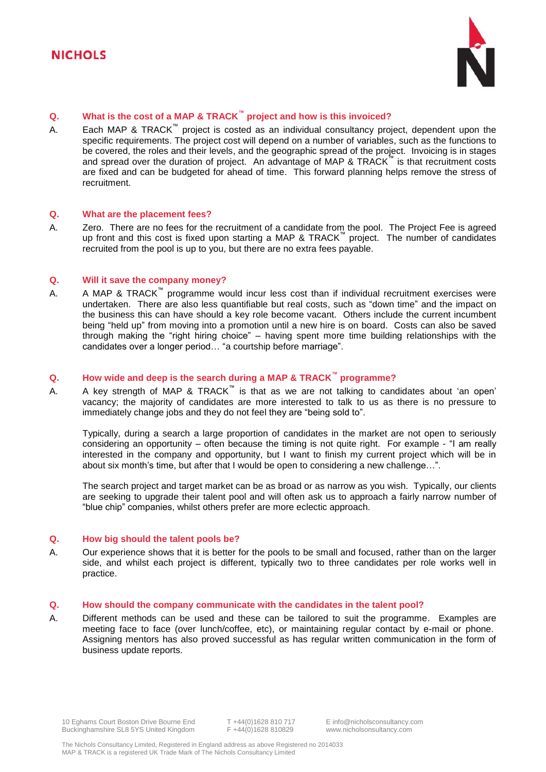**Q.** **What is the cost of a MAP & TRACK™ project and how is this invoiced?**

A. Each MAP & TRACK™ project is costed as an individual consultancy project, dependent upon the specific requirements. The project cost will depend on a number of variables, such as the functions to be covered, the roles and their levels, and the geographic spread of the project. Invoicing is in stages and spread over the duration of project. An advantage of MAP & TRACK™ is that recruitment costs are fixed and can be budgeted for ahead of time. This forward planning helps remove the stress of recruitment.

**Q.** **What are the placement fees?**

A. Zero. There are no fees for the recruitment of a candidate from the pool. The Project Fee is agreed up front and this cost is fixed upon starting a MAP & TRACK™ project. The number of candidates recruited from the pool is up to you, but there are no extra fees payable.

**Q.** **Will it save the company money?**

A. A MAP & TRACK™ programme would incur less cost than if individual recruitment exercises were undertaken. There are also less quantifiable but real costs, such as "down time" and the impact on the business this can have should a key role become vacant. Others include the current incumbent being "held up" from moving into a promotion until a new hire is on board. Costs can also be saved through making the "right hiring choice" – having spent more time building relationships with the candidates over a longer period… "a courtship before marriage".

**Q.** **How wide and deep is the search during a MAP & TRACK™ programme?**

A. A key strength of MAP & TRACK™ is that as we are not talking to candidates about 'an open' vacancy; the majority of candidates are more interested to talk to us as there is no pressure to immediately change jobs and they do not feel they are "being sold to".

Typically, during a search a large proportion of candidates in the market are not open to seriously considering an opportunity – often because the timing is not quite right. For example - "I am really interested in the company and opportunity, but I want to finish my current project which will be in about six month's time, but after that I would be open to considering a new challenge…".

The search project and target market can be as broad or as narrow as you wish. Typically, our clients are seeking to upgrade their talent pool and will often ask us to approach a fairly narrow number of "blue chip" companies, whilst others prefer are more eclectic approach.

**Q.** **How big should the talent pools be?**

A. Our experience shows that it is better for the pools to be small and focused, rather than on the larger side, and whilst each project is different, typically two to three candidates per role works well in practice.

**Q.** **How should the company communicate with the candidates in the talent pool?**

A. Different methods can be used and these can be tailored to suit the programme. Examples are meeting face to face (over lunch/coffee, etc), or maintaining regular contact by e-mail or phone. Assigning mentors has also proved successful as has regular written communication in the form of business update reports.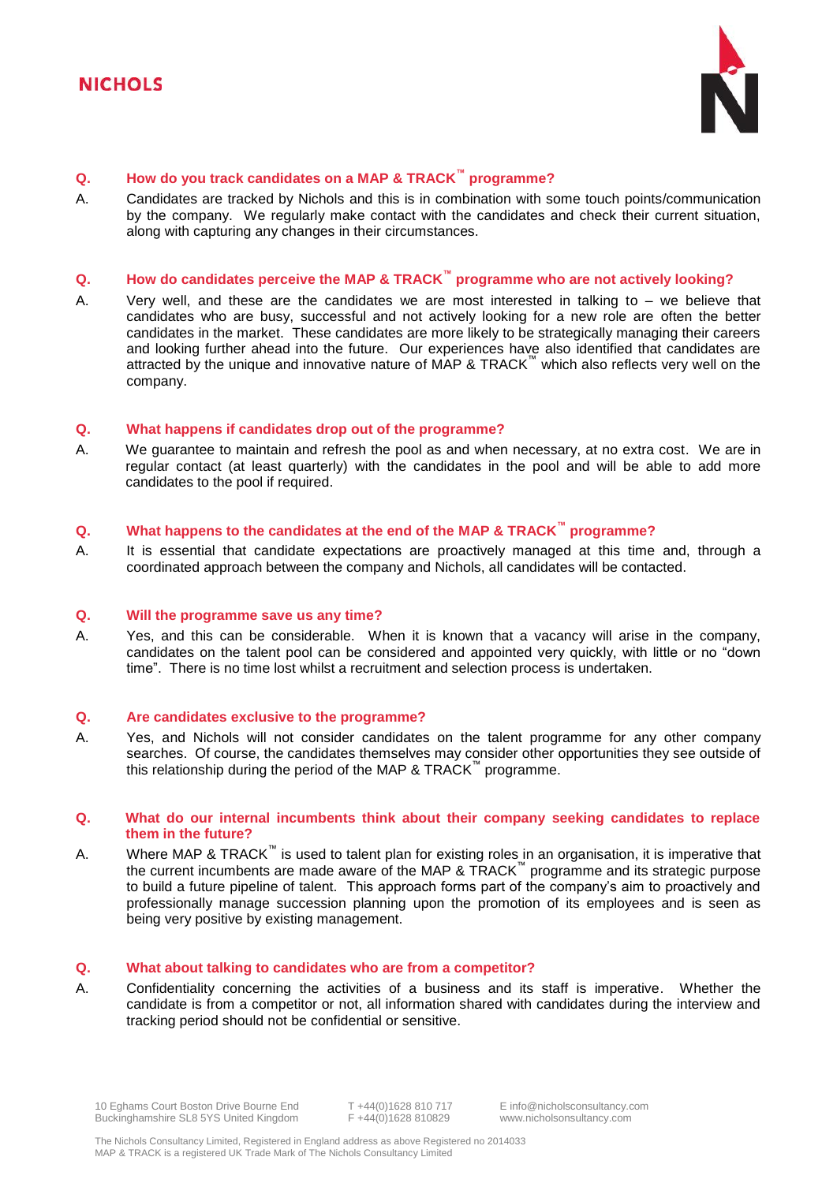**Q. How do you track candidates on a MAP & TRACK™ programme?**

A. Candidates are tracked by Nichols and this is in combination with some touch points/communication by the company. We regularly make contact with the candidates and check their current situation, along with capturing any changes in their circumstances.

**Q. How do candidates perceive the MAP & TRACK™ programme who are not actively looking?**

A. Very well, and these are the candidates we are most interested in talking to – we believe that candidates who are busy, successful and not actively looking for a new role are often the better candidates in the market. These candidates are more likely to be strategically managing their careers and looking further ahead into the future. Our experiences have also identified that candidates are attracted by the unique and innovative nature of MAP & TRACK™ which also reflects very well on the company.

**Q. What happens if candidates drop out of the programme?**

A. We guarantee to maintain and refresh the pool as and when necessary, at no extra cost. We are in regular contact (at least quarterly) with the candidates in the pool and will be able to add more candidates to the pool if required.

**Q. What happens to the candidates at the end of the MAP & TRACK™ programme?**

A. It is essential that candidate expectations are proactively managed at this time and, through a coordinated approach between the company and Nichols, all candidates will be contacted.

**Q. Will the programme save us any time?**

A. Yes, and this can be considerable. When it is known that a vacancy will arise in the company, candidates on the talent pool can be considered and appointed very quickly, with little or no "down time". There is no time lost whilst a recruitment and selection process is undertaken.

**Q. Are candidates exclusive to the programme?**

A. Yes, and Nichols will not consider candidates on the talent programme for any other company searches. Of course, the candidates themselves may consider other opportunities they see outside of this relationship during the period of the MAP & TRACK™ programme.

**Q. What do our internal incumbents think about their company seeking candidates to replace them in the future?**

A. Where MAP & TRACK™ is used to talent plan for existing roles in an organisation, it is imperative that the current incumbents are made aware of the MAP & TRACK™ programme and its strategic purpose to build a future pipeline of talent. This approach forms part of the company's aim to proactively and professionally manage succession planning upon the promotion of its employees and is seen as being very positive by existing management.

**Q. What about talking to candidates who are from a competitor?**

A. Confidentiality concerning the activities of a business and its staff is imperative. Whether the candidate is from a competitor or not, all information shared with candidates during the interview and tracking period should not be confidential or sensitive.